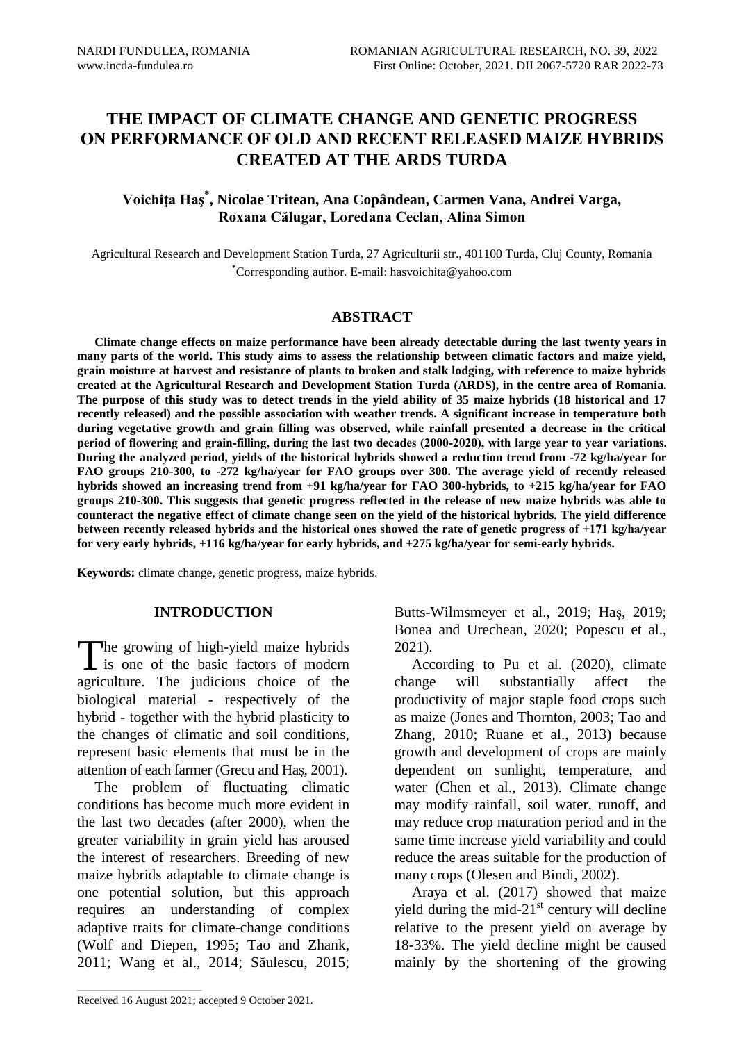# THE IMPACT OF CLIMATE CHANGE AND GENETIC PROGRESS ON PERFORMANCE OF OLD AND RECENT RELEASED MAIZE HYBRIDS CREATED AT THE ARDS TURDA

**Voichiţa Haş[*], Nicolae Tritean, Ana Copândean, Carmen Vana, Andrei Varga, Roxana Călugar, Loredana Ceclan, Alina Simon**

Agricultural Research and Development Station Turda, 27 Agriculturii str., 401100 Turda, Cluj County, Romania
[*]Corresponding author. E-mail: hasvoichita@yahoo.com

## ABSTRACT

**Climate change effects on maize performance have been already detectable during the last twenty years in many parts of the world. This study aims to assess the relationship between climatic factors and maize yield, grain moisture at harvest and resistance of plants to broken and stalk lodging, with reference to maize hybrids created at the Agricultural Research and Development Station Turda (ARDS), in the centre area of Romania. The purpose of this study was to detect trends in the yield ability of 35 maize hybrids (18 historical and 17 recently released) and the possible association with weather trends. A significant increase in temperature both during vegetative growth and grain filling was observed, while rainfall presented a decrease in the critical period of flowering and grain-filling, during the last two decades (2000-2020), with large year to year variations. During the analyzed period, yields of the historical hybrids showed a reduction trend from -72 kg/ha/year for FAO groups 210-300, to -272 kg/ha/year for FAO groups over 300. The average yield of recently released hybrids showed an increasing trend from +91 kg/ha/year for FAO 300-hybrids, to +215 kg/ha/year for FAO groups 210-300. This suggests that genetic progress reflected in the release of new maize hybrids was able to counteract the negative effect of climate change seen on the yield of the historical hybrids. The yield difference between recently released hybrids and the historical ones showed the rate of genetic progress of +171 kg/ha/year for very early hybrids, +116 kg/ha/year for early hybrids, and +275 kg/ha/year for semi-early hybrids.**

**Keywords:** climate change, genetic progress, maize hybrids.

## INTRODUCTION

The growing of high-yield maize hybrids is one of the basic factors of modern agriculture. The judicious choice of the biological material - respectively of the hybrid - together with the hybrid plasticity to the changes of climatic and soil conditions, represent basic elements that must be in the attention of each farmer (Grecu and Haş, 2001).

The problem of fluctuating climatic conditions has become much more evident in the last two decades (after 2000), when the greater variability in grain yield has aroused the interest of researchers. Breeding of new maize hybrids adaptable to climate change is one potential solution, but this approach requires an understanding of complex adaptive traits for climate-change conditions (Wolf and Diepen, 1995; Tao and Zhank, 2011; Wang et al., 2014; Săulescu, 2015; Butts-Wilmsmeyer et al., 2019; Haş, 2019; Bonea and Urechean, 2020; Popescu et al., 2021).

According to Pu et al. (2020), climate change will substantially affect the productivity of major staple food crops such as maize (Jones and Thornton, 2003; Tao and Zhang, 2010; Ruane et al., 2013) because growth and development of crops are mainly dependent on sunlight, temperature, and water (Chen et al., 2013). Climate change may modify rainfall, soil water, runoff, and may reduce crop maturation period and in the same time increase yield variability and could reduce the areas suitable for the production of many crops (Olesen and Bindi, 2002).

Araya et al. (2017) showed that maize yield during the mid-21[st] century will decline relative to the present yield on average by 18-33%. The yield decline might be caused mainly by the shortening of the growing

Received 16 August 2021; accepted 9 October 2021.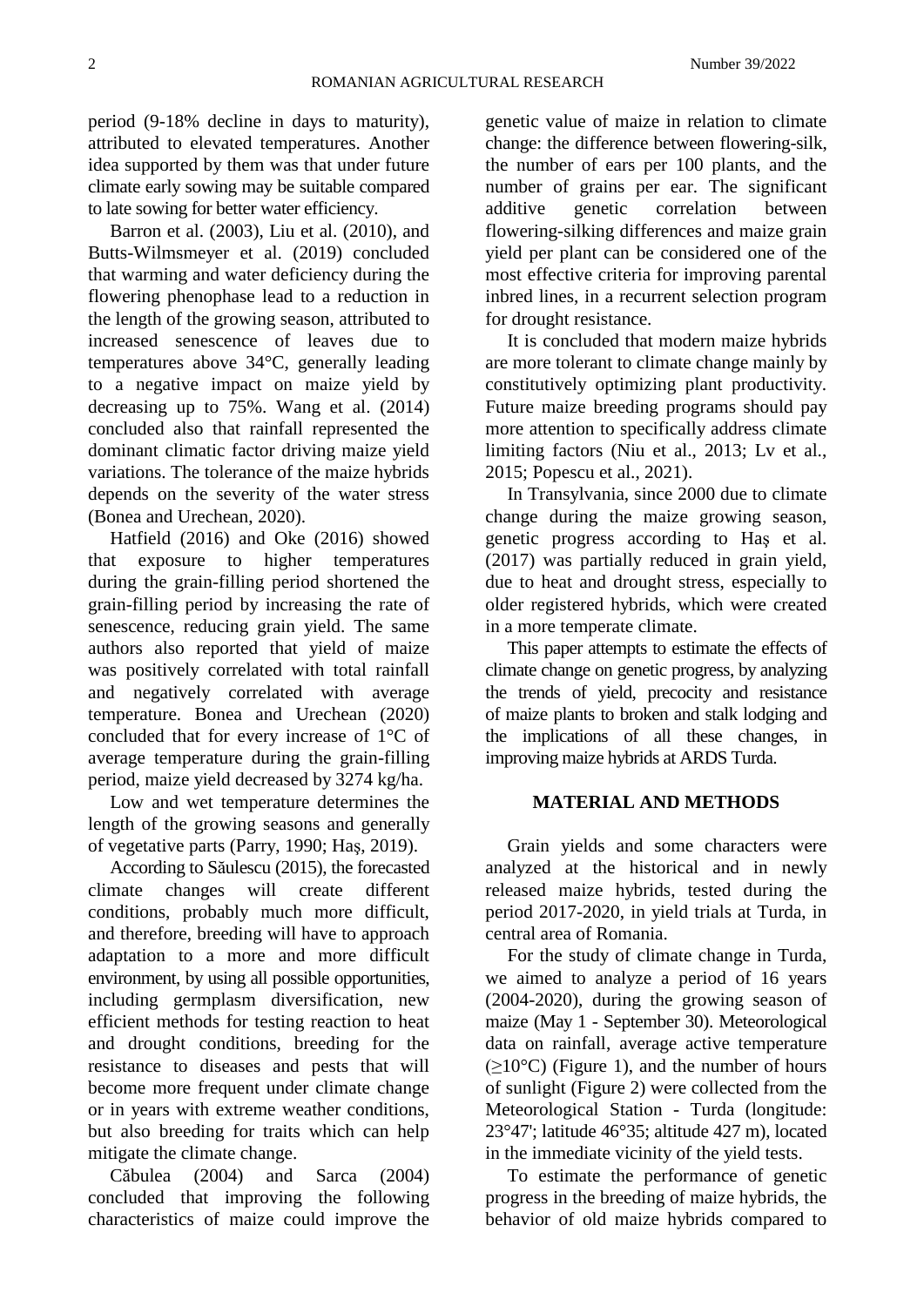period (9-18% decline in days to maturity), attributed to elevated temperatures. Another idea supported by them was that under future climate early sowing may be suitable compared to late sowing for better water efficiency.

Barron et al. (2003), Liu et al. (2010), and Butts-Wilmsmeyer et al. (2019) concluded that warming and water deficiency during the flowering phenophase lead to a reduction in the length of the growing season, attributed to increased senescence of leaves due to temperatures above 34°C, generally leading to a negative impact on maize yield by decreasing up to 75%. Wang et al. (2014) concluded also that rainfall represented the dominant climatic factor driving maize yield variations. The tolerance of the maize hybrids depends on the severity of the water stress (Bonea and Urechean, 2020).

Hatfield (2016) and Oke (2016) showed that exposure to higher temperatures during the grain-filling period shortened the grain-filling period by increasing the rate of senescence, reducing grain yield. The same authors also reported that yield of maize was positively correlated with total rainfall and negatively correlated with average temperature. Bonea and Urechean (2020) concluded that for every increase of 1°C of average temperature during the grain-filling period, maize yield decreased by 3274 kg/ha.

Low and wet temperature determines the length of the growing seasons and generally of vegetative parts (Parry, 1990; Haş, 2019).

According to Săulescu (2015), the forecasted climate changes will create different conditions, probably much more difficult, and therefore, breeding will have to approach adaptation to a more and more difficult environment, by using all possible opportunities, including germplasm diversification, new efficient methods for testing reaction to heat and drought conditions, breeding for the resistance to diseases and pests that will become more frequent under climate change or in years with extreme weather conditions, but also breeding for traits which can help mitigate the climate change.

Căbulea (2004) and Sarca (2004) concluded that improving the following characteristics of maize could improve the genetic value of maize in relation to climate change: the difference between flowering-silk, the number of ears per 100 plants, and the number of grains per ear. The significant additive genetic correlation between flowering-silking differences and maize grain yield per plant can be considered one of the most effective criteria for improving parental inbred lines, in a recurrent selection program for drought resistance.

It is concluded that modern maize hybrids are more tolerant to climate change mainly by constitutively optimizing plant productivity. Future maize breeding programs should pay more attention to specifically address climate limiting factors (Niu et al., 2013; Lv et al., 2015; Popescu et al., 2021).

In Transylvania, since 2000 due to climate change during the maize growing season, genetic progress according to Haş et al. (2017) was partially reduced in grain yield, due to heat and drought stress, especially to older registered hybrids, which were created in a more temperate climate.

This paper attempts to estimate the effects of climate change on genetic progress, by analyzing the trends of yield, precocity and resistance of maize plants to broken and stalk lodging and the implications of all these changes, in improving maize hybrids at ARDS Turda.

## MATERIAL AND METHODS

Grain yields and some characters were analyzed at the historical and in newly released maize hybrids, tested during the period 2017-2020, in yield trials at Turda, in central area of Romania.

For the study of climate change in Turda, we aimed to analyze a period of 16 years (2004-2020), during the growing season of maize (May 1 - September 30). Meteorological data on rainfall, average active temperature (≥10°C) (Figure 1), and the number of hours of sunlight (Figure 2) were collected from the Meteorological Station - Turda (longitude: 23°47'; latitude 46°35; altitude 427 m), located in the immediate vicinity of the yield tests.

To estimate the performance of genetic progress in the breeding of maize hybrids, the behavior of old maize hybrids compared to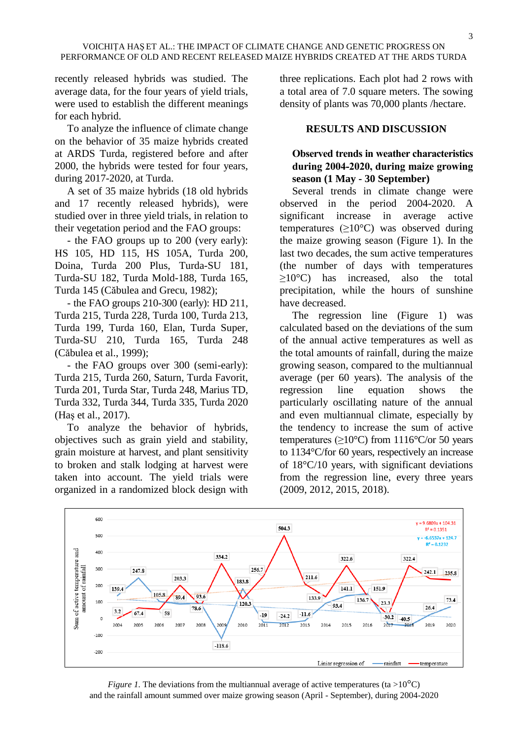recently released hybrids was studied. The average data, for the four years of yield trials, were used to establish the different meanings for each hybrid.

To analyze the influence of climate change on the behavior of 35 maize hybrids created at ARDS Turda, registered before and after 2000, the hybrids were tested for four years, during 2017-2020, at Turda.

A set of 35 maize hybrids (18 old hybrids and 17 recently released hybrids), were studied over in three yield trials, in relation to their vegetation period and the FAO groups:

- the FAO groups up to 200 (very early): HS 105, HD 115, HS 105A, Turda 200, Doina, Turda 200 Plus, Turda-SU 181, Turda-SU 182, Turda Mold-188, Turda 165, Turda 145 (Căbulea and Grecu, 1982);
- the FAO groups 210-300 (early): HD 211, Turda 215, Turda 228, Turda 100, Turda 213, Turda 199, Turda 160, Elan, Turda Super, Turda-SU 210, Turda 165, Turda 248 (Căbulea et al., 1999);
- the FAO groups over 300 (semi-early): Turda 215, Turda 260, Saturn, Turda Favorit, Turda 201, Turda Star, Turda 248, Marius TD, Turda 332, Turda 344, Turda 335, Turda 2020 (Haş et al., 2017).

To analyze the behavior of hybrids, objectives such as grain yield and stability, grain moisture at harvest, and plant sensitivity to broken and stalk lodging at harvest were taken into account. The yield trials were organized in a randomized block design with three replications. Each plot had 2 rows with a total area of 7.0 square meters. The sowing density of plants was 70,000 plants /hectare.

## RESULTS AND DISCUSSION

### Observed trends in weather characteristics during 2004-2020, during maize growing season (1 May - 30 September)

Several trends in climate change were observed in the period 2004-2020. A significant increase in average active temperatures (≥10°C) was observed during the maize growing season (Figure 1). In the last two decades, the sum active temperatures (the number of days with temperatures ≥10°C) has increased, also the total precipitation, while the hours of sunshine have decreased.

The regression line (Figure 1) was calculated based on the deviations of the sum of the annual active temperatures as well as the total amounts of rainfall, during the maize growing season, compared to the multiannual average (per 60 years). The analysis of the regression line equation shows the particularly oscillating nature of the annual and even multiannual climate, especially by the tendency to increase the sum of active temperatures (≥10°C) from 1116°C/or 50 years to 1134°C/for 60 years, respectively an increase of 18°C/10 years, with significant deviations from the regression line, every three years (2009, 2012, 2015, 2018).

*Figure 1.* The deviations from the multiannual average of active temperatures (ta >10°C) and the rainfall amount summed over maize growing season (April - September), during 2004-2020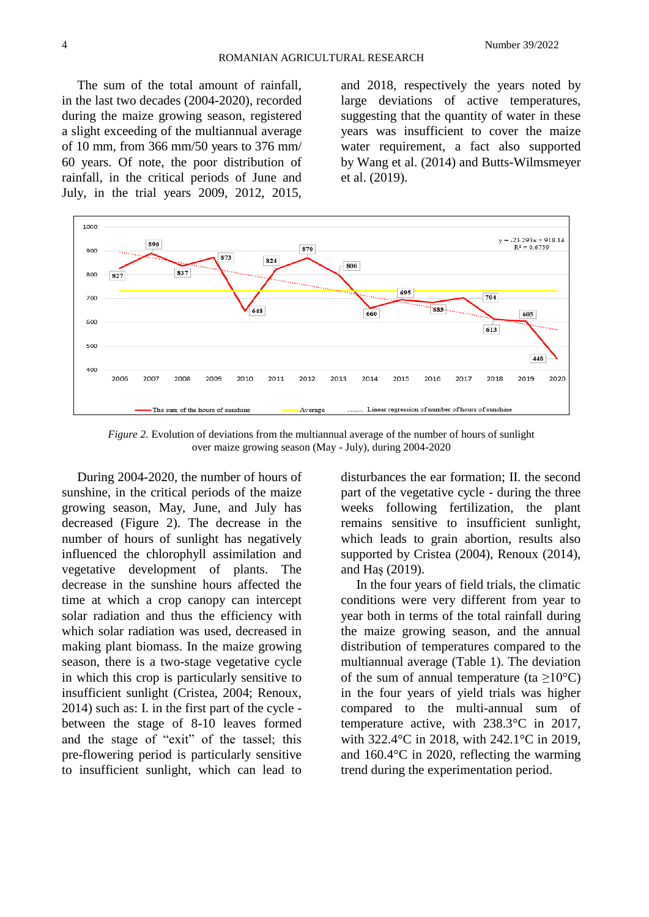The sum of the total amount of rainfall, in the last two decades (2004-2020), recorded during the maize growing season, registered a slight exceeding of the multiannual average of 10 mm, from 366 mm/50 years to 376 mm/ 60 years. Of note, the poor distribution of rainfall, in the critical periods of June and July, in the trial years 2009, 2012, 2015, and 2018, respectively the years noted by large deviations of active temperatures, suggesting that the quantity of water in these years was insufficient to cover the maize water requirement, a fact also supported by Wang et al. (2014) and Butts-Wilmsmeyer et al. (2019).

*Figure 2.* Evolution of deviations from the multiannual average of the number of hours of sunlight over maize growing season (May - July), during 2004-2020

During 2004-2020, the number of hours of sunshine, in the critical periods of the maize growing season, May, June, and July has decreased (Figure 2). The decrease in the number of hours of sunlight has negatively influenced the chlorophyll assimilation and vegetative development of plants. The decrease in the sunshine hours affected the time at which a crop canopy can intercept solar radiation and thus the efficiency with which solar radiation was used, decreased in making plant biomass. In the maize growing season, there is a two-stage vegetative cycle in which this crop is particularly sensitive to insufficient sunlight (Cristea, 2004; Renoux, 2014) such as: I. in the first part of the cycle - between the stage of 8-10 leaves formed and the stage of "exit" of the tassel; this pre-flowering period is particularly sensitive to insufficient sunlight, which can lead to disturbances the ear formation; II. the second part of the vegetative cycle - during the three weeks following fertilization, the plant remains sensitive to insufficient sunlight, which leads to grain abortion, results also supported by Cristea (2004), Renoux (2014), and Haş (2019).

In the four years of field trials, the climatic conditions were very different from year to year both in terms of the total rainfall during the maize growing season, and the annual distribution of temperatures compared to the multiannual average (Table 1). The deviation of the sum of annual temperature (ta ≥10°C) in the four years of yield trials was higher compared to the multi-annual sum of temperature active, with 238.3°C in 2017, with 322.4°C in 2018, with 242.1°C in 2019, and 160.4°C in 2020, reflecting the warming trend during the experimentation period.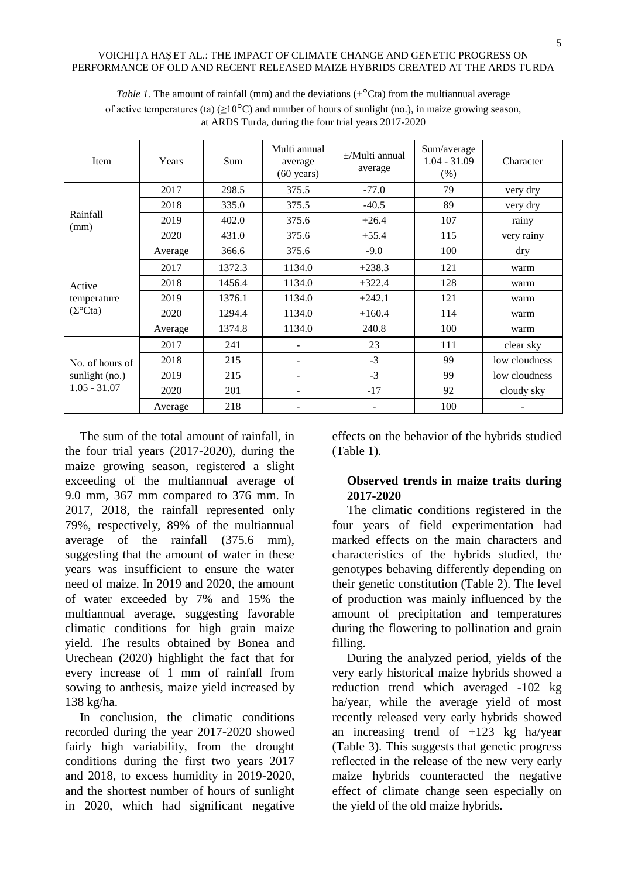*Table 1.* The amount of rainfall (mm) and the deviations (±°Cta) from the multiannual average of active temperatures (ta) (≥10°C) and number of hours of sunlight (no.), in maize growing season, at ARDS Turda, during the four trial years 2017-2020

| Item | Years | Sum | Multi annual average (60 years) | ±/Multi annual average | Sum/average 1.04 - 31.09 (%) | Character |
|---|---|---|---|---|---|---|
| Rainfall (mm) | 2017 | 298.5 | 375.5 | -77.0 | 79 | very dry |
| | 2018 | 335.0 | 375.5 | -40.5 | 89 | very dry |
| | 2019 | 402.0 | 375.6 | +26.4 | 107 | rainy |
| | 2020 | 431.0 | 375.6 | +55.4 | 115 | very rainy |
| | Average | 366.6 | 375.6 | -9.0 | 100 | dry |
| Active temperature (Σ°Cta) | 2017 | 1372.3 | 1134.0 | +238.3 | 121 | warm |
| | 2018 | 1456.4 | 1134.0 | +322.4 | 128 | warm |
| | 2019 | 1376.1 | 1134.0 | +242.1 | 121 | warm |
| | 2020 | 1294.4 | 1134.0 | +160.4 | 114 | warm |
| | Average | 1374.8 | 1134.0 | 240.8 | 100 | warm |
| No. of hours of sunlight (no.) 1.05 - 31.07 | 2017 | 241 | - | 23 | 111 | clear sky |
| | 2018 | 215 | - | -3 | 99 | low cloudness |
| | 2019 | 215 | - | -3 | 99 | low cloudness |
| | 2020 | 201 | - | -17 | 92 | cloudy sky |
| | Average | 218 | - | - | 100 | - |

The sum of the total amount of rainfall, in the four trial years (2017-2020), during the maize growing season, registered a slight exceeding of the multiannual average of 9.0 mm, 367 mm compared to 376 mm. In 2017, 2018, the rainfall represented only 79%, respectively, 89% of the multiannual average of the rainfall (375.6 mm), suggesting that the amount of water in these years was insufficient to ensure the water need of maize. In 2019 and 2020, the amount of water exceeded by 7% and 15% the multiannual average, suggesting favorable climatic conditions for high grain maize yield. The results obtained by Bonea and Urechean (2020) highlight the fact that for every increase of 1 mm of rainfall from sowing to anthesis, maize yield increased by 138 kg/ha.

In conclusion, the climatic conditions recorded during the year 2017-2020 showed fairly high variability, from the drought conditions during the first two years 2017 and 2018, to excess humidity in 2019-2020, and the shortest number of hours of sunlight in 2020, which had significant negative effects on the behavior of the hybrids studied (Table 1).

**Observed trends in maize traits during 2017-2020**

The climatic conditions registered in the four years of field experimentation had marked effects on the main characters and characteristics of the hybrids studied, the genotypes behaving differently depending on their genetic constitution (Table 2). The level of production was mainly influenced by the amount of precipitation and temperatures during the flowering to pollination and grain filling.

During the analyzed period, yields of the very early historical maize hybrids showed a reduction trend which averaged -102 kg ha/year, while the average yield of most recently released very early hybrids showed an increasing trend of +123 kg ha/year (Table 3). This suggests that genetic progress reflected in the release of the new very early maize hybrids counteracted the negative effect of climate change seen especially on the yield of the old maize hybrids.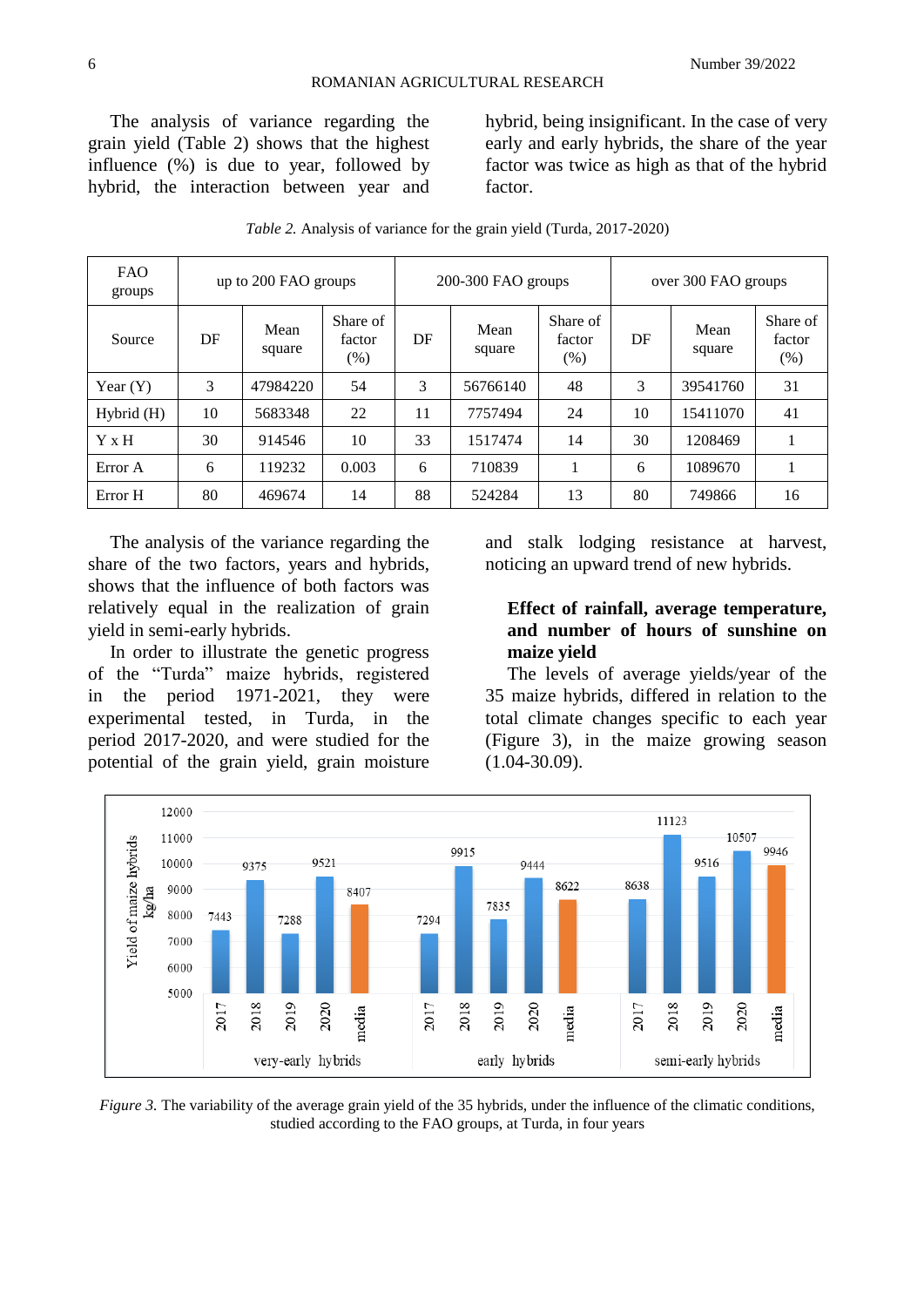The analysis of variance regarding the grain yield (Table 2) shows that the highest influence (%) is due to year, followed by hybrid, the interaction between year and hybrid, being insignificant. In the case of very early and early hybrids, the share of the year factor was twice as high as that of the hybrid factor.

*Table 2.* Analysis of variance for the grain yield (Turda, 2017-2020)

| FAO groups | up to 200 FAO groups | | | 200-300 FAO groups | | | over 300 FAO groups | | |
|---|---|---|---|---|---|---|---|---|---|
| Source | DF | Mean square | Share of factor (%) | DF | Mean square | Share of factor (%) | DF | Mean square | Share of factor (%) |
| Year (Y) | 3 | 47984220 | 54 | 3 | 56766140 | 48 | 3 | 39541760 | 31 |
| Hybrid (H) | 10 | 5683348 | 22 | 11 | 7757494 | 24 | 10 | 15411070 | 41 |
| Y x H | 30 | 914546 | 10 | 33 | 1517474 | 14 | 30 | 1208469 | 1 |
| Error A | 6 | 119232 | 0.003 | 6 | 710839 | 1 | 6 | 1089670 | 1 |
| Error H | 80 | 469674 | 14 | 88 | 524284 | 13 | 80 | 749866 | 16 |

The analysis of the variance regarding the share of the two factors, years and hybrids, shows that the influence of both factors was relatively equal in the realization of grain yield in semi-early hybrids.

In order to illustrate the genetic progress of the "Turda" maize hybrids, registered in the period 1971-2021, they were experimental tested, in Turda, in the period 2017-2020, and were studied for the potential of the grain yield, grain moisture and stalk lodging resistance at harvest, noticing an upward trend of new hybrids.

**Effect of rainfall, average temperature, and number of hours of sunshine on maize yield**

The levels of average yields/year of the 35 maize hybrids, differed in relation to the total climate changes specific to each year (Figure 3), in the maize growing season (1.04-30.09).

*Figure 3.* The variability of the average grain yield of the 35 hybrids, under the influence of the climatic conditions, studied according to the FAO groups, at Turda, in four years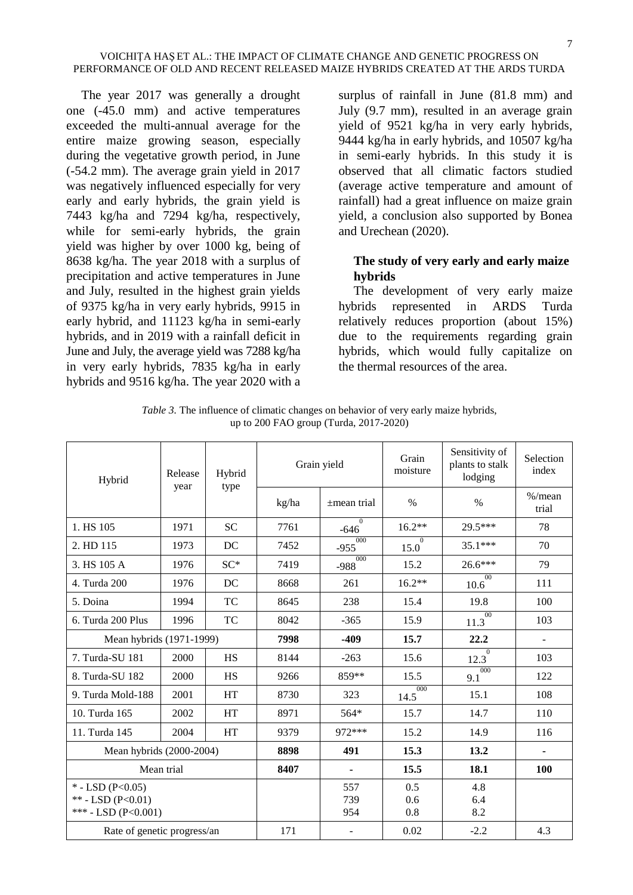The year 2017 was generally a drought one (-45.0 mm) and active temperatures exceeded the multi-annual average for the entire maize growing season, especially during the vegetative growth period, in June (-54.2 mm). The average grain yield in 2017 was negatively influenced especially for very early and early hybrids, the grain yield is 7443 kg/ha and 7294 kg/ha, respectively, while for semi-early hybrids, the grain yield was higher by over 1000 kg, being of 8638 kg/ha. The year 2018 with a surplus of precipitation and active temperatures in June and July, resulted in the highest grain yields of 9375 kg/ha in very early hybrids, 9915 in early hybrid, and 11123 kg/ha in semi-early hybrids, and in 2019 with a rainfall deficit in June and July, the average yield was 7288 kg/ha in very early hybrids, 7835 kg/ha in early hybrids and 9516 kg/ha. The year 2020 with a surplus of rainfall in June (81.8 mm) and July (9.7 mm), resulted in an average grain yield of 9521 kg/ha in very early hybrids, 9444 kg/ha in early hybrids, and 10507 kg/ha in semi-early hybrids. In this study it is observed that all climatic factors studied (average active temperature and amount of rainfall) had a great influence on maize grain yield, a conclusion also supported by Bonea and Urechean (2020).

### The study of very early and early maize hybrids

The development of very early maize hybrids represented in ARDS Turda relatively reduces proportion (about 15%) due to the requirements regarding grain hybrids, which would fully capitalize on the thermal resources of the area.

*Table 3.* The influence of climatic changes on behavior of very early maize hybrids, up to 200 FAO group (Turda, 2017-2020)

| Hybrid | Release year | Hybrid type | Grain yield | | Grain moisture | Sensitivity of plants to stalk lodging | Selection index |
|---|---|---|---|---|---|---|---|
| | | | kg/ha | ±mean trial | % | % | %/mean trial |
| 1. HS 105 | 1971 | SC | 7761 | -646[0] | 16.2** | 29.5*** | 78 |
| 2. HD 115 | 1973 | DC | 7452 | -955[000] | 15.0[0] | 35.1*** | 70 |
| 3. HS 105 A | 1976 | SC* | 7419 | -988[000] | 15.2 | 26.6*** | 79 |
| 4. Turda 200 | 1976 | DC | 8668 | 261 | 16.2** | 10.6[00] | 111 |
| 5. Doina | 1994 | TC | 8645 | 238 | 15.4 | 19.8 | 100 |
| 6. Turda 200 Plus | 1996 | TC | 8042 | -365 | 15.9 | 11.3[00] | 103 |
| Mean hybrids (1971-1999) | | | **7998** | **-409** | **15.7** | **22.2** | - |
| 7. Turda-SU 181 | 2000 | HS | 8144 | -263 | 15.6 | 12.3[0] | 103 |
| 8. Turda-SU 182 | 2000 | HS | 9266 | 859** | 15.5 | 9.1[000] | 122 |
| 9. Turda Mold-188 | 2001 | HT | 8730 | 323 | 14.5[000] | 15.1 | 108 |
| 10. Turda 165 | 2002 | HT | 8971 | 564* | 15.7 | 14.7 | 110 |
| 11. Turda 145 | 2004 | HT | 9379 | 972*** | 15.2 | 14.9 | 116 |
| Mean hybrids (2000-2004) | | | **8898** | **491** | **15.3** | **13.2** | **-** |
| Mean trial | | | **8407** | **-** | **15.5** | **18.1** | **100** |
| * - LSD (P<0.05)<br>** - LSD (P<0.01)<br>*** - LSD (P<0.001) | | | | 557<br>739<br>954 | 0.5<br>0.6<br>0.8 | 4.8<br>6.4<br>8.2 | |
| Rate of genetic progress/an | | | 171 | - | 0.02 | -2.2 | 4.3 |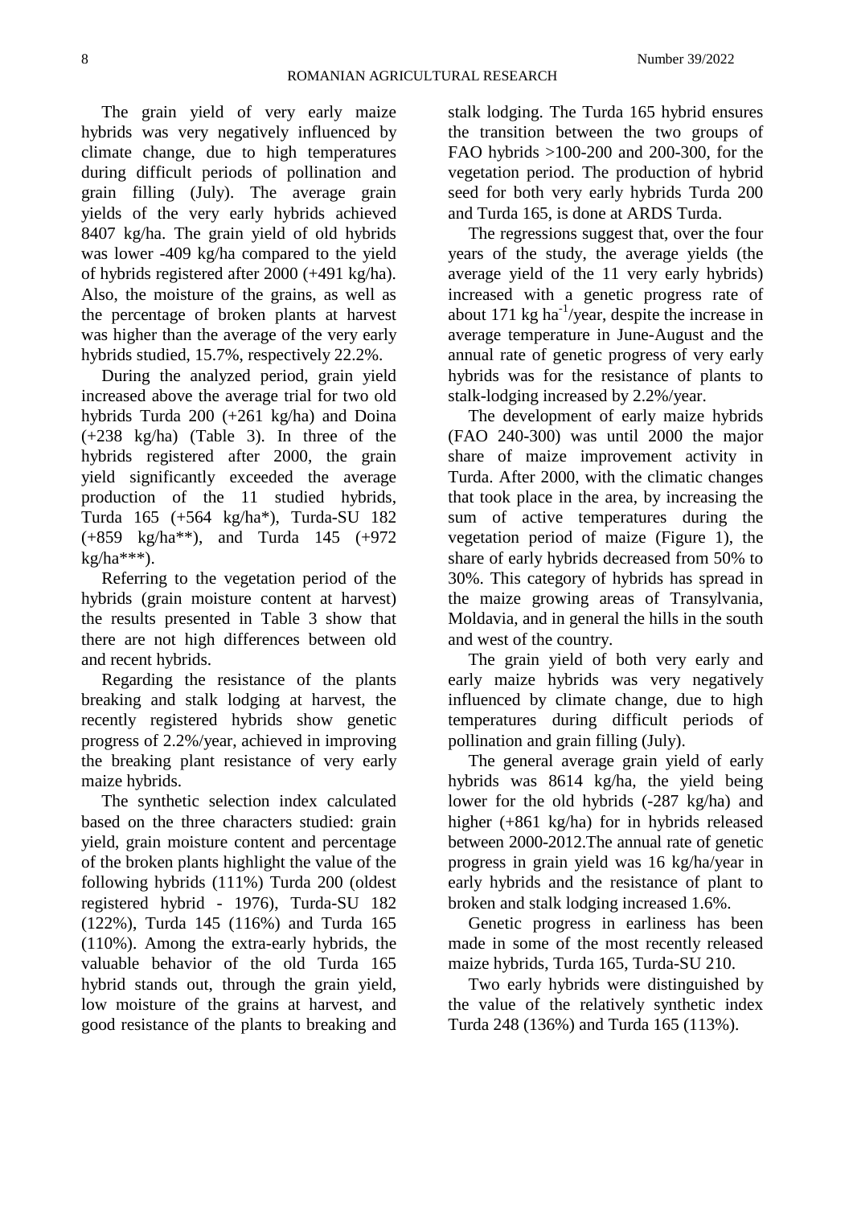The grain yield of very early maize hybrids was very negatively influenced by climate change, due to high temperatures during difficult periods of pollination and grain filling (July). The average grain yields of the very early hybrids achieved 8407 kg/ha. The grain yield of old hybrids was lower -409 kg/ha compared to the yield of hybrids registered after 2000 (+491 kg/ha). Also, the moisture of the grains, as well as the percentage of broken plants at harvest was higher than the average of the very early hybrids studied, 15.7%, respectively 22.2%.

During the analyzed period, grain yield increased above the average trial for two old hybrids Turda 200 (+261 kg/ha) and Doina (+238 kg/ha) (Table 3). In three of the hybrids registered after 2000, the grain yield significantly exceeded the average production of the 11 studied hybrids, Turda 165 (+564 kg/ha*), Turda-SU 182 (+859 kg/ha**), and Turda 145 (+972 kg/ha***).

Referring to the vegetation period of the hybrids (grain moisture content at harvest) the results presented in Table 3 show that there are not high differences between old and recent hybrids.

Regarding the resistance of the plants breaking and stalk lodging at harvest, the recently registered hybrids show genetic progress of 2.2%/year, achieved in improving the breaking plant resistance of very early maize hybrids.

The synthetic selection index calculated based on the three characters studied: grain yield, grain moisture content and percentage of the broken plants highlight the value of the following hybrids (111%) Turda 200 (oldest registered hybrid - 1976), Turda-SU 182 (122%), Turda 145 (116%) and Turda 165 (110%). Among the extra-early hybrids, the valuable behavior of the old Turda 165 hybrid stands out, through the grain yield, low moisture of the grains at harvest, and good resistance of the plants to breaking and stalk lodging. The Turda 165 hybrid ensures the transition between the two groups of FAO hybrids >100-200 and 200-300, for the vegetation period. The production of hybrid seed for both very early hybrids Turda 200 and Turda 165, is done at ARDS Turda.

The regressions suggest that, over the four years of the study, the average yields (the average yield of the 11 very early hybrids) increased with a genetic progress rate of about 171 kg ha$^{-1}$/year, despite the increase in average temperature in June-August and the annual rate of genetic progress of very early hybrids was for the resistance of plants to stalk-lodging increased by 2.2%/year.

The development of early maize hybrids (FAO 240-300) was until 2000 the major share of maize improvement activity in Turda. After 2000, with the climatic changes that took place in the area, by increasing the sum of active temperatures during the vegetation period of maize (Figure 1), the share of early hybrids decreased from 50% to 30%. This category of hybrids has spread in the maize growing areas of Transylvania, Moldavia, and in general the hills in the south and west of the country.

The grain yield of both very early and early maize hybrids was very negatively influenced by climate change, due to high temperatures during difficult periods of pollination and grain filling (July).

The general average grain yield of early hybrids was 8614 kg/ha, the yield being lower for the old hybrids (-287 kg/ha) and higher (+861 kg/ha) for in hybrids released between 2000-2012.The annual rate of genetic progress in grain yield was 16 kg/ha/year in early hybrids and the resistance of plant to broken and stalk lodging increased 1.6%.

Genetic progress in earliness has been made in some of the most recently released maize hybrids, Turda 165, Turda-SU 210.

Two early hybrids were distinguished by the value of the relatively synthetic index Turda 248 (136%) and Turda 165 (113%).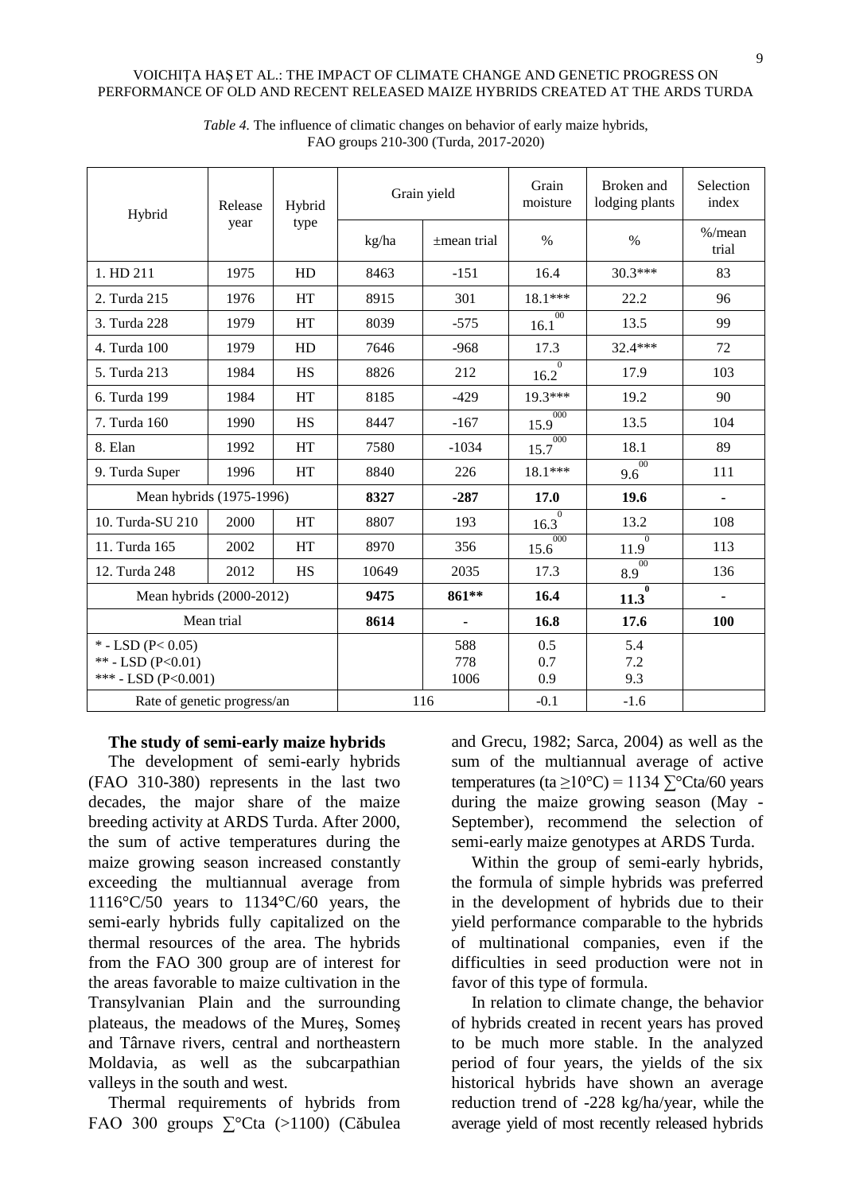*Table 4.* The influence of climatic changes on behavior of early maize hybrids, FAO groups 210-300 (Turda, 2017-2020)

| Hybrid | Release year | Hybrid type | Grain yield | | Grain moisture | Broken and lodging plants | Selection index |
|---|---|---|---|---|---|---|---|
| | | | kg/ha | ±mean trial | % | % | %/mean trial |
| 1. HD 211 | 1975 | HD | 8463 | -151 | 16.4 | 30.3*** | 83 |
| 2. Turda 215 | 1976 | HT | 8915 | 301 | 18.1*** | 22.2 | 96 |
| 3. Turda 228 | 1979 | HT | 8039 | -575 | $16.1^{00}$ | 13.5 | 99 |
| 4. Turda 100 | 1979 | HD | 7646 | -968 | 17.3 | 32.4*** | 72 |
| 5. Turda 213 | 1984 | HS | 8826 | 212 | $16.2^{0}$ | 17.9 | 103 |
| 6. Turda 199 | 1984 | HT | 8185 | -429 | 19.3*** | 19.2 | 90 |
| 7. Turda 160 | 1990 | HS | 8447 | -167 | $15.9^{000}$ | 13.5 | 104 |
| 8. Elan | 1992 | HT | 7580 | -1034 | $15.7^{000}$ | 18.1 | 89 |
| 9. Turda Super | 1996 | HT | 8840 | 226 | 18.1*** | $9.6^{00}$ | 111 |
| Mean hybrids (1975-1996) | | | **8327** | **-287** | **17.0** | **19.6** | - |
| 10. Turda-SU 210 | 2000 | HT | 8807 | 193 | $16.3^{0}$ | 13.2 | 108 |
| 11. Turda 165 | 2002 | HT | 8970 | 356 | $15.6^{000}$ | $11.9^{0}$ | 113 |
| 12. Turda 248 | 2012 | HS | 10649 | 2035 | 17.3 | $8.9^{00}$ | 136 |
| Mean hybrids (2000-2012) | | | **9475** | **861**** | **16.4** | $\mathbf{11.3^{0}}$ | - |
| Mean trial | | | **8614** | - | **16.8** | **17.6** | **100** |
| * - LSD (P< 0.05)<br>** - LSD (P<0.01)<br>*** - LSD (P<0.001) | | | | 588<br>778<br>1006 | 0.5<br>0.7<br>0.9 | 5.4<br>7.2<br>9.3 | |
| Rate of genetic progress/an | | | 116 | | -0.1 | -1.6 | |

**The study of semi-early maize hybrids**

The development of semi-early hybrids (FAO 310-380) represents in the last two decades, the major share of the maize breeding activity at ARDS Turda. After 2000, the sum of active temperatures during the maize growing season increased constantly exceeding the multiannual average from 1116°C/50 years to 1134°C/60 years, the semi-early hybrids fully capitalized on the thermal resources of the area. The hybrids from the FAO 300 group are of interest for the areas favorable to maize cultivation in the Transylvanian Plain and the surrounding plateaus, the meadows of the Mureş, Someş and Târnave rivers, central and northeastern Moldavia, as well as the subcarpathian valleys in the south and west.

Thermal requirements of hybrids from FAO 300 groups ∑°Cta (>1100) (Căbulea and Grecu, 1982; Sarca, 2004) as well as the sum of the multiannual average of active temperatures (ta ≥10°C) = 1134 ∑°Cta/60 years during the maize growing season (May - September), recommend the selection of semi-early maize genotypes at ARDS Turda.

Within the group of semi-early hybrids, the formula of simple hybrids was preferred in the development of hybrids due to their yield performance comparable to the hybrids of multinational companies, even if the difficulties in seed production were not in favor of this type of formula.

In relation to climate change, the behavior of hybrids created in recent years has proved to be much more stable. In the analyzed period of four years, the yields of the six historical hybrids have shown an average reduction trend of -228 kg/ha/year, while the average yield of most recently released hybrids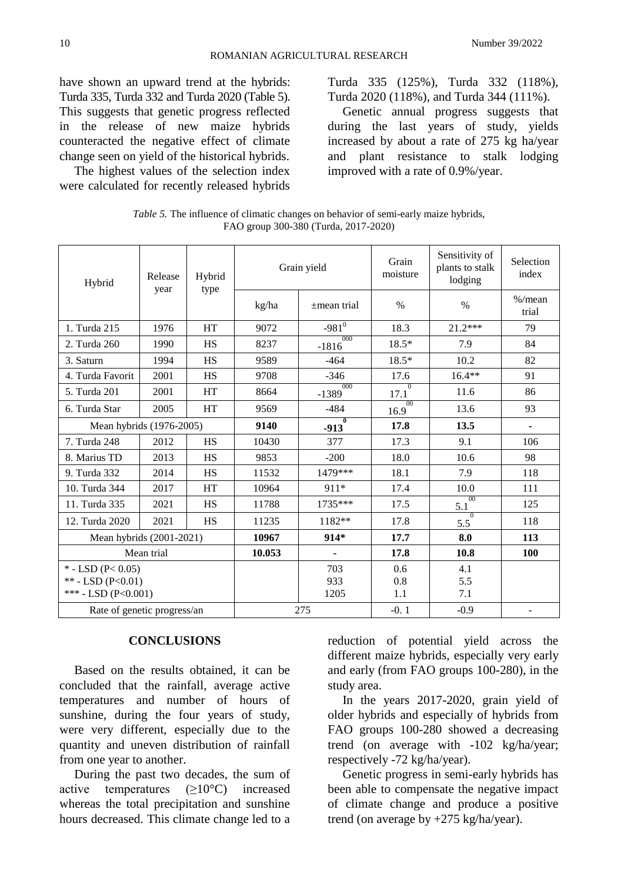have shown an upward trend at the hybrids: Turda 335, Turda 332 and Turda 2020 (Table 5). This suggests that genetic progress reflected in the release of new maize hybrids counteracted the negative effect of climate change seen on yield of the historical hybrids.

The highest values of the selection index were calculated for recently released hybrids Turda 335 (125%), Turda 332 (118%), Turda 2020 (118%), and Turda 344 (111%).

Genetic annual progress suggests that during the last years of study, yields increased by about a rate of 275 kg ha/year and plant resistance to stalk lodging improved with a rate of 0.9%/year.

*Table 5.* The influence of climatic changes on behavior of semi-early maize hybrids, FAO group 300-380 (Turda, 2017-2020)

| Hybrid | Release year | Hybrid type | Grain yield | | Grain moisture | Sensitivity of plants to stalk lodging | Selection index |
|---|---|---|---|---|---|---|---|
| | | | kg/ha | ±mean trial | % | % | %/mean trial |
| 1. Turda 215 | 1976 | HT | 9072 | -981[0] | 18.3 | 21.2*** | 79 |
| 2. Turda 260 | 1990 | HS | 8237 | -1816[000] | 18.5* | 7.9 | 84 |
| 3. Saturn | 1994 | HS | 9589 | -464 | 18.5* | 10.2 | 82 |
| 4. Turda Favorit | 2001 | HS | 9708 | -346 | 17.6 | 16.4** | 91 |
| 5. Turda 201 | 2001 | HT | 8664 | -1389[000] | 17.1[0] | 11.6 | 86 |
| 6. Turda Star | 2005 | HT | 9569 | -484 | 16.9[00] | 13.6 | 93 |
| Mean hybrids (1976-2005) | | | **9140** | **-913[0]** | **17.8** | **13.5** | **-** |
| 7. Turda 248 | 2012 | HS | 10430 | 377 | 17.3 | 9.1 | 106 |
| 8. Marius TD | 2013 | HS | 9853 | -200 | 18.0 | 10.6 | 98 |
| 9. Turda 332 | 2014 | HS | 11532 | 1479*** | 18.1 | 7.9 | 118 |
| 10. Turda 344 | 2017 | HT | 10964 | 911* | 17.4 | 10.0 | 111 |
| 11. Turda 335 | 2021 | HS | 11788 | 1735*** | 17.5 | 5.1[00] | 125 |
| 12. Turda 2020 | 2021 | HS | 11235 | 1182** | 17.8 | 5.5[0] | 118 |
| Mean hybrids (2001-2021) | | | **10967** | **914*** | **17.7** | **8.0** | **113** |
| Mean trial | | | **10.053** | **-** | **17.8** | **10.8** | **100** |
| * - LSD (P< 0.05)<br>** - LSD (P<0.01)<br>*** - LSD (P<0.001) | | | | 703<br>933<br>1205 | 0.6<br>0.8<br>1.1 | 4.1<br>5.5<br>7.1 | |
| Rate of genetic progress/an | | | 275 | | -0. 1 | -0.9 | - |

## CONCLUSIONS

Based on the results obtained, it can be concluded that the rainfall, average active temperatures and number of hours of sunshine, during the four years of study, were very different, especially due to the quantity and uneven distribution of rainfall from one year to another.

During the past two decades, the sum of active temperatures (≥10°C) increased whereas the total precipitation and sunshine hours decreased. This climate change led to a reduction of potential yield across the different maize hybrids, especially very early and early (from FAO groups 100-280), in the study area.

In the years 2017-2020, grain yield of older hybrids and especially of hybrids from FAO groups 100-280 showed a decreasing trend (on average with -102 kg/ha/year; respectively -72 kg/ha/year).

Genetic progress in semi-early hybrids has been able to compensate the negative impact of climate change and produce a positive trend (on average by +275 kg/ha/year).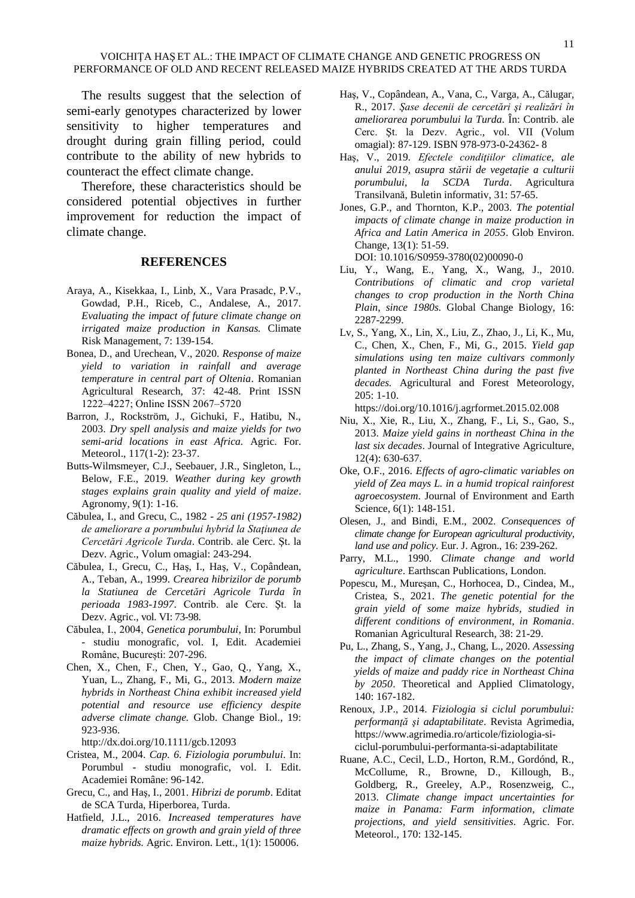The results suggest that the selection of semi-early genotypes characterized by lower sensitivity to higher temperatures and drought during grain filling period, could contribute to the ability of new hybrids to counteract the effect climate change.

Therefore, these characteristics should be considered potential objectives in further improvement for reduction the impact of climate change.

## REFERENCES

Araya, A., Kisekkaa, I., Linb, X., Vara Prasadc, P.V., Gowdad, P.H., Riceb, C., Andalese, A., 2017. *Evaluating the impact of future climate change on irrigated maize production in Kansas.* Climate Risk Management, 7: 139-154.

Bonea, D., and Urechean, V., 2020. *Response of maize yield to variation in rainfall and average temperature in central part of Oltenia*. Romanian Agricultural Research, 37: 42-48. Print ISSN 1222–4227; Online ISSN 2067–5720

Barron, J., Rockström, J., Gichuki, F., Hatibu, N., 2003. *Dry spell analysis and maize yields for two semi-arid locations in east Africa.* Agric. For. Meteorol., 117(1-2): 23-37.

Butts-Wilmsmeyer, C.J., Seebauer, J.R., Singleton, L., Below, F.E., 2019. *Weather during key growth stages explains grain quality and yield of maize*. Agronomy, 9(1): 1-16.

Căbulea, I., and Grecu, C., 1982 - *25 ani (1957-1982) de ameliorare a porumbului hybrid la Stațiunea de Cercetări Agricole Turda*. Contrib. ale Cerc. Şt. la Dezv. Agric., Volum omagial: 243-294.

Căbulea, I., Grecu, C., Haş, I., Haş, V., Copândean, A., Teban, A., 1999. *Crearea hibrizilor de porumb la Statiunea de Cercetări Agricole Turda în perioada 1983-1997*. Contrib. ale Cerc. Şt. la Dezv. Agric., vol. VI: 73-98.

Căbulea, I., 2004, *Genetica porumbului*, In: Porumbul - studiu monografic, vol. I, Edit. Academiei Române, București: 207-296.

Chen, X., Chen, F., Chen, Y., Gao, Q., Yang, X., Yuan, L., Zhang, F., Mi, G., 2013. *Modern maize hybrids in Northeast China exhibit increased yield potential and resource use efficiency despite adverse climate change.* Glob. Change Biol., 19: 923-936.
http://dx.doi.org/10.1111/gcb.12093

Cristea, M., 2004. *Cap. 6. Fiziologia porumbului*. In: Porumbul - studiu monografic, vol. I. Edit. Academiei Române: 96-142.

Grecu, C., and Haş, I., 2001. *Hibrizi de porumb*. Editat de SCA Turda, Hiperborea, Turda.

Hatfield, J.L., 2016. *Increased temperatures have dramatic effects on growth and grain yield of three maize hybrids.* Agric. Environ. Lett., 1(1): 150006.

Haş, V., Copândean, A., Vana, C., Varga, A., Călugar, R., 2017. *Şase decenii de cercetări şi realizări în ameliorarea porumbului la Turda*. În: Contrib. ale Cerc. Şt. la Dezv. Agric., vol. VII (Volum omagial): 87-129. ISBN 978-973-0-24362- 8

Haş, V., 2019. *Efectele condițiilor climatice, ale anului 2019, asupra stării de vegetație a culturii porumbului, la SCDA Turda*. Agricultura Transilvană, Buletin informativ, 31: 57-65.

Jones, G.P., and Thornton, K.P., 2003. *The potential impacts of climate change in maize production in Africa and Latin America in 2055*. Glob Environ. Change, 13(1): 51-59.
DOI: 10.1016/S0959-3780(02)00090-0

Liu, Y., Wang, E., Yang, X., Wang, J., 2010. *Contributions of climatic and crop varietal changes to crop production in the North China Plain, since 1980s.* Global Change Biology, 16: 2287-2299.

Lv, S., Yang, X., Lin, X., Liu, Z., Zhao, J., Li, K., Mu, C., Chen, X., Chen, F., Mi, G., 2015. *Yield gap simulations using ten maize cultivars commonly planted in Northeast China during the past five decades.* Agricultural and Forest Meteorology, 205: 1-10.
https://doi.org/10.1016/j.agrformet.2015.02.008

Niu, X., Xie, R., Liu, X., Zhang, F., Li, S., Gao, S., 2013. *Maize yield gains in northeast China in the last six decades*. Journal of Integrative Agriculture, 12(4): 630-637.

Oke, O.F., 2016. *Effects of agro-climatic variables on yield of Zea mays L. in a humid tropical rainforest agroecosystem*. Journal of Environment and Earth Science, 6(1): 148-151.

Olesen, J., and Bindi, E.M., 2002. *Consequences of climate change for European agricultural productivity, land use and policy.* Eur. J. Agron., 16: 239-262.

Parry, M.L., 1990. *Climate change and world agriculture*. Earthscan Publications, London.

Popescu, M., Mureşan, C., Horhocea, D., Cindea, M., Cristea, S., 2021. *The genetic potential for the grain yield of some maize hybrids, studied in different conditions of environment, in Romania*. Romanian Agricultural Research, 38: 21-29.

Pu, L., Zhang, S., Yang, J., Chang, L., 2020. *Assessing the impact of climate changes on the potential yields of maize and paddy rice in Northeast China by 2050*. Theoretical and Applied Climatology, 140: 167-182.

Renoux, J.P., 2014. *Fiziologia si ciclul porumbului: performanță şi adaptabilitate*. Revista Agrimedia, https://www.agrimedia.ro/articole/fiziologia-si-ciclul-porumbului-performanta-si-adaptabilitate

Ruane, A.C., Cecil, L.D., Horton, R.M., Gordónd, R., McCollume, R., Browne, D., Killough, B., Goldberg, R., Greeley, A.P., Rosenzweig, C., 2013. *Climate change impact uncertainties for maize in Panama: Farm information, climate projections, and yield sensitivities.* Agric. For. Meteorol., 170: 132-145.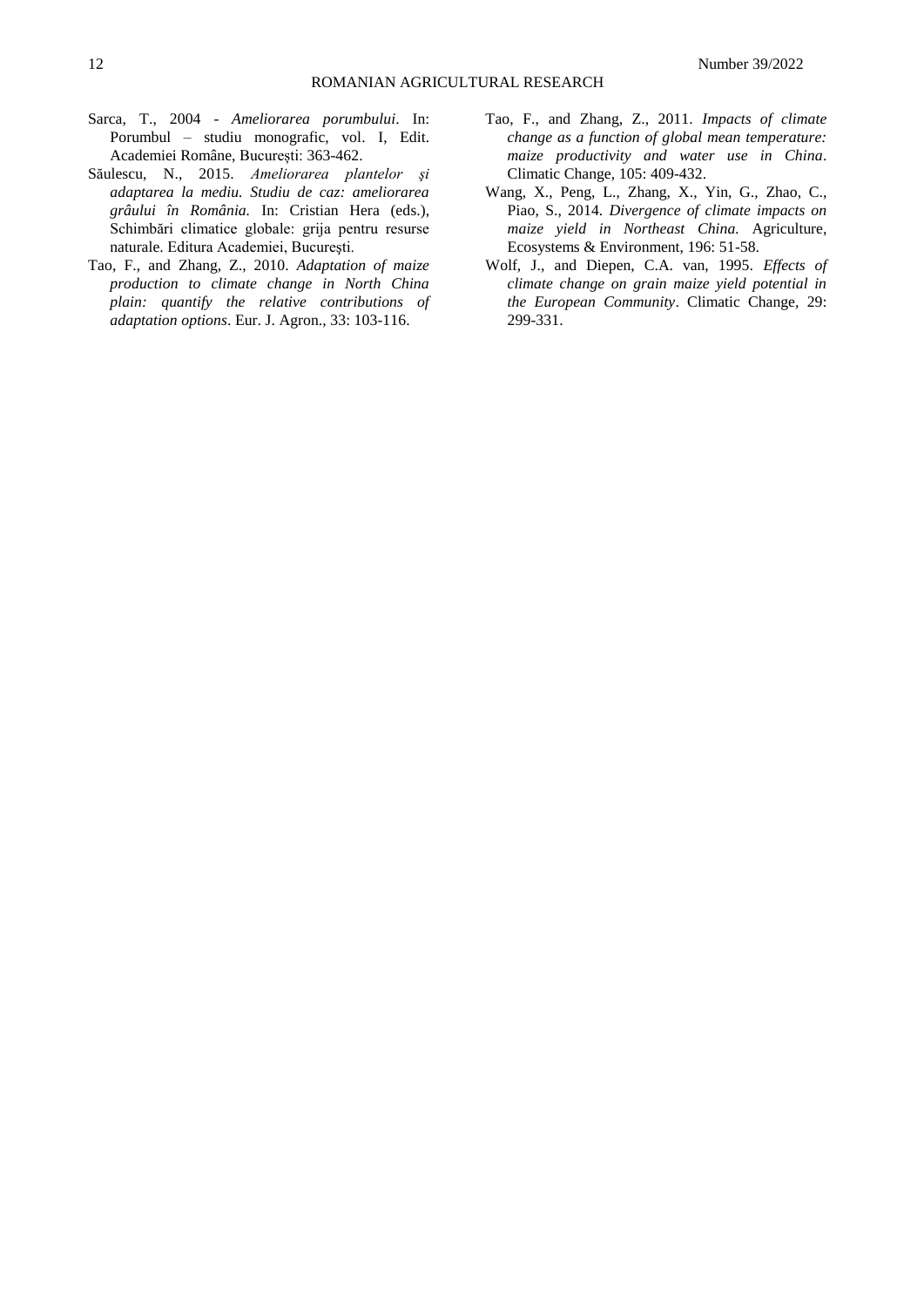Sarca, T., 2004 - *Ameliorarea porumbului*. In: Porumbul – studiu monografic, vol. I, Edit. Academiei Române, București: 363-462.

Săulescu, N., 2015. *Ameliorarea plantelor şi adaptarea la mediu. Studiu de caz: ameliorarea grâului în România.* In: Cristian Hera (eds.), Schimbări climatice globale: grija pentru resurse naturale. Editura Academiei, București.

Tao, F., and Zhang, Z., 2010. *Adaptation of maize production to climate change in North China plain: quantify the relative contributions of adaptation options*. Eur. J. Agron., 33: 103-116.

Tao, F., and Zhang, Z., 2011. *Impacts of climate change as a function of global mean temperature: maize productivity and water use in China*. Climatic Change, 105: 409-432.

Wang, X., Peng, L., Zhang, X., Yin, G., Zhao, C., Piao, S., 2014. *Divergence of climate impacts on maize yield in Northeast China.* Agriculture, Ecosystems & Environment, 196: 51-58.

Wolf, J., and Diepen, C.A. van, 1995. *Effects of climate change on grain maize yield potential in the European Community*. Climatic Change, 29: 299-331.